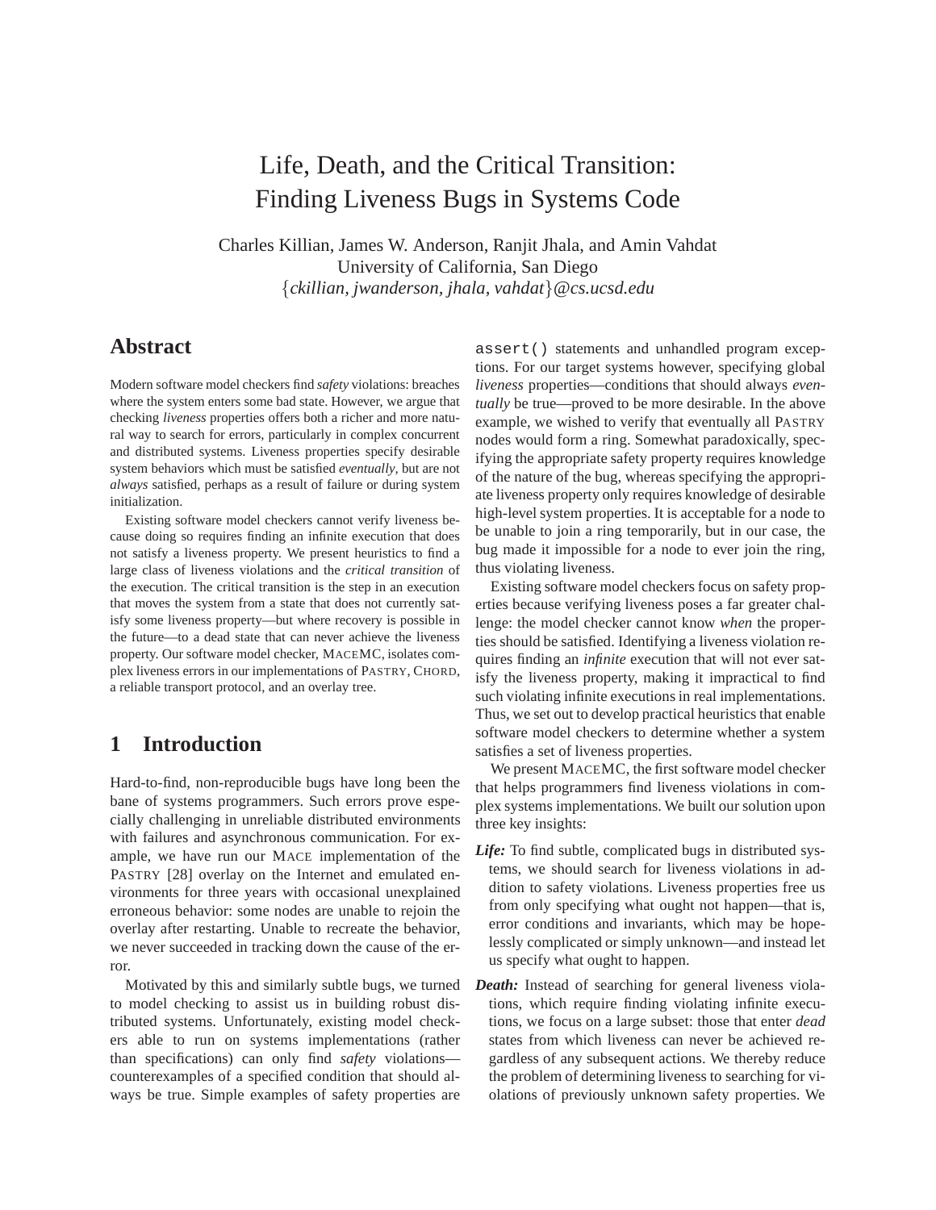# Life, Death, and the Critical Transition: Finding Liveness Bugs in Systems Code

Charles Killian, James W. Anderson, Ranjit Jhala, and Amin Vahdat
University of California, San Diego
{*ckillian, jwanderson, jhala, vahdat*}*@cs.ucsd.edu*

## Abstract

Modern software model checkers find *safety* violations: breaches where the system enters some bad state. However, we argue that checking *liveness* properties offers both a richer and more natural way to search for errors, particularly in complex concurrent and distributed systems. Liveness properties specify desirable system behaviors which must be satisfied *eventually*, but are not *always* satisfied, perhaps as a result of failure or during system initialization.

Existing software model checkers cannot verify liveness because doing so requires finding an infinite execution that does not satisfy a liveness property. We present heuristics to find a large class of liveness violations and the *critical transition* of the execution. The critical transition is the step in an execution that moves the system from a state that does not currently satisfy some liveness property—but where recovery is possible in the future—to a dead state that can never achieve the liveness property. Our software model checker, MACEMC, isolates complex liveness errors in our implementations of PASTRY, CHORD, a reliable transport protocol, and an overlay tree.

## 1 Introduction

Hard-to-find, non-reproducible bugs have long been the bane of systems programmers. Such errors prove especially challenging in unreliable distributed environments with failures and asynchronous communication. For example, we have run our MACE implementation of the PASTRY [28] overlay on the Internet and emulated environments for three years with occasional unexplained erroneous behavior: some nodes are unable to rejoin the overlay after restarting. Unable to recreate the behavior, we never succeeded in tracking down the cause of the error.

Motivated by this and similarly subtle bugs, we turned to model checking to assist us in building robust distributed systems. Unfortunately, existing model checkers able to run on systems implementations (rather than specifications) can only find *safety* violations—counterexamples of a specified condition that should always be true. Simple examples of safety properties are `assert()` statements and unhandled program exceptions. For our target systems however, specifying global *liveness* properties—conditions that should always *eventually* be true—proved to be more desirable. In the above example, we wished to verify that eventually all PASTRY nodes would form a ring. Somewhat paradoxically, specifying the appropriate safety property requires knowledge of the nature of the bug, whereas specifying the appropriate liveness property only requires knowledge of desirable high-level system properties. It is acceptable for a node to be unable to join a ring temporarily, but in our case, the bug made it impossible for a node to ever join the ring, thus violating liveness.

Existing software model checkers focus on safety properties because verifying liveness poses a far greater challenge: the model checker cannot know *when* the properties should be satisfied. Identifying a liveness violation requires finding an *infinite* execution that will not ever satisfy the liveness property, making it impractical to find such violating infinite executions in real implementations. Thus, we set out to develop practical heuristics that enable software model checkers to determine whether a system satisfies a set of liveness properties.

We present MACEMC, the first software model checker that helps programmers find liveness violations in complex systems implementations. We built our solution upon three key insights:

- ***Life:*** To find subtle, complicated bugs in distributed systems, we should search for liveness violations in addition to safety violations. Liveness properties free us from only specifying what ought not happen—that is, error conditions and invariants, which may be hopelessly complicated or simply unknown—and instead let us specify what ought to happen.
- ***Death:*** Instead of searching for general liveness violations, which require finding violating infinite executions, we focus on a large subset: those that enter *dead* states from which liveness can never be achieved regardless of any subsequent actions. We thereby reduce the problem of determining liveness to searching for violations of previously unknown safety properties. We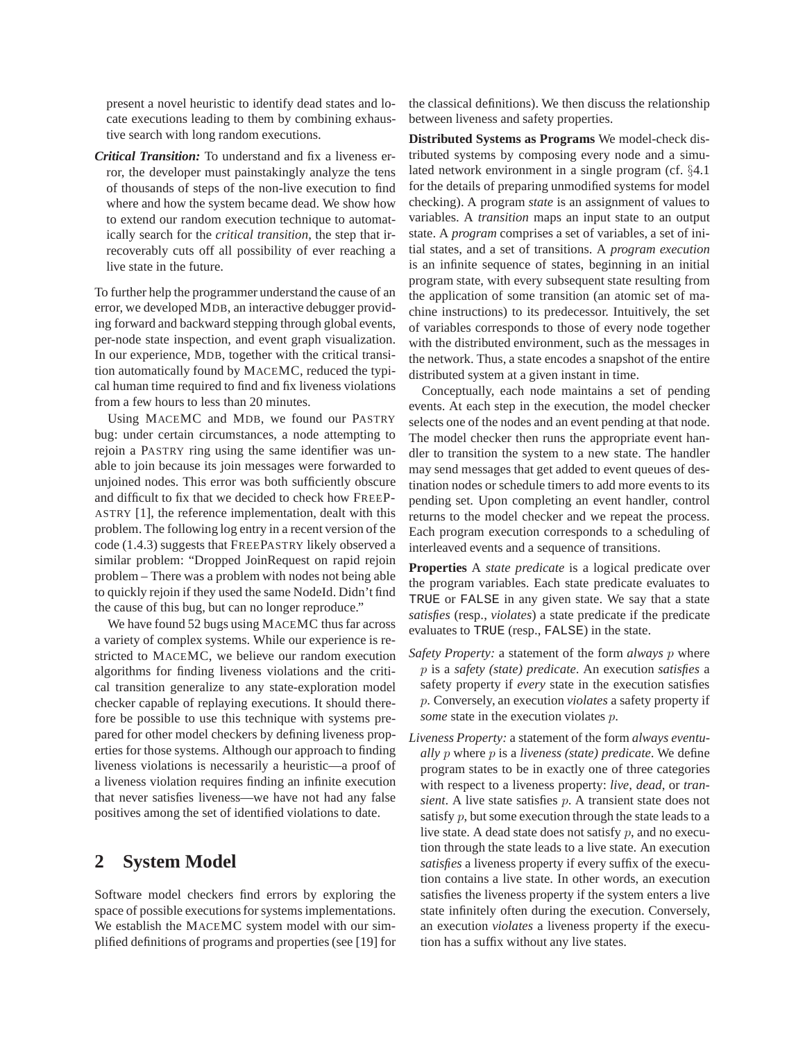present a novel heuristic to identify dead states and locate executions leading to them by combining exhaustive search with long random executions.

***Critical Transition:*** To understand and fix a liveness error, the developer must painstakingly analyze the tens of thousands of steps of the non-live execution to find where and how the system became dead. We show how to extend our random execution technique to automatically search for the *critical transition*, the step that irrecoverably cuts off all possibility of ever reaching a live state in the future.

To further help the programmer understand the cause of an error, we developed MDB, an interactive debugger providing forward and backward stepping through global events, per-node state inspection, and event graph visualization. In our experience, MDB, together with the critical transition automatically found by MACEMC, reduced the typical human time required to find and fix liveness violations from a few hours to less than 20 minutes.

Using MACEMC and MDB, we found our PASTRY bug: under certain circumstances, a node attempting to rejoin a PASTRY ring using the same identifier was unable to join because its join messages were forwarded to unjoined nodes. This error was both sufficiently obscure and difficult to fix that we decided to check how FREEPASTRY [1], the reference implementation, dealt with this problem. The following log entry in a recent version of the code (1.4.3) suggests that FREEPASTRY likely observed a similar problem: "Dropped JoinRequest on rapid rejoin problem – There was a problem with nodes not being able to quickly rejoin if they used the same NodeId. Didn't find the cause of this bug, but can no longer reproduce."

We have found 52 bugs using MACEMC thus far across a variety of complex systems. While our experience is restricted to MACEMC, we believe our random execution algorithms for finding liveness violations and the critical transition generalize to any state-exploration model checker capable of replaying executions. It should therefore be possible to use this technique with systems prepared for other model checkers by defining liveness properties for those systems. Although our approach to finding liveness violations is necessarily a heuristic—a proof of a liveness violation requires finding an infinite execution that never satisfies liveness—we have not had any false positives among the set of identified violations to date.

## 2 System Model

Software model checkers find errors by exploring the space of possible executions for systems implementations. We establish the MACEMC system model with our simplified definitions of programs and properties (see [19] for the classical definitions). We then discuss the relationship between liveness and safety properties.

**Distributed Systems as Programs** We model-check distributed systems by composing every node and a simulated network environment in a single program (cf. §4.1 for the details of preparing unmodified systems for model checking). A program *state* is an assignment of values to variables. A *transition* maps an input state to an output state. A *program* comprises a set of variables, a set of initial states, and a set of transitions. A *program execution* is an infinite sequence of states, beginning in an initial program state, with every subsequent state resulting from the application of some transition (an atomic set of machine instructions) to its predecessor. Intuitively, the set of variables corresponds to those of every node together with the distributed environment, such as the messages in the network. Thus, a state encodes a snapshot of the entire distributed system at a given instant in time.

Conceptually, each node maintains a set of pending events. At each step in the execution, the model checker selects one of the nodes and an event pending at that node. The model checker then runs the appropriate event handler to transition the system to a new state. The handler may send messages that get added to event queues of destination nodes or schedule timers to add more events to its pending set. Upon completing an event handler, control returns to the model checker and we repeat the process. Each program execution corresponds to a scheduling of interleaved events and a sequence of transitions.

**Properties** A *state predicate* is a logical predicate over the program variables. Each state predicate evaluates to TRUE or FALSE in any given state. We say that a state *satisfies* (resp., *violates*) a state predicate if the predicate evaluates to TRUE (resp., FALSE) in the state.

*Safety Property:* a statement of the form *always* $p$ where $p$ is a *safety (state) predicate*. An execution *satisfies* a safety property if *every* state in the execution satisfies $p$. Conversely, an execution *violates* a safety property if *some* state in the execution violates $p$.

*Liveness Property:* a statement of the form *always eventually* $p$ where $p$ is a *liveness (state) predicate*. We define program states to be in exactly one of three categories with respect to a liveness property: *live*, *dead*, or *transient*. A live state satisfies $p$. A transient state does not satisfy $p$, but some execution through the state leads to a live state. A dead state does not satisfy $p$, and no execution through the state leads to a live state. An execution *satisfies* a liveness property if every suffix of the execution contains a live state. In other words, an execution satisfies the liveness property if the system enters a live state infinitely often during the execution. Conversely, an execution *violates* a liveness property if the execution has a suffix without any live states.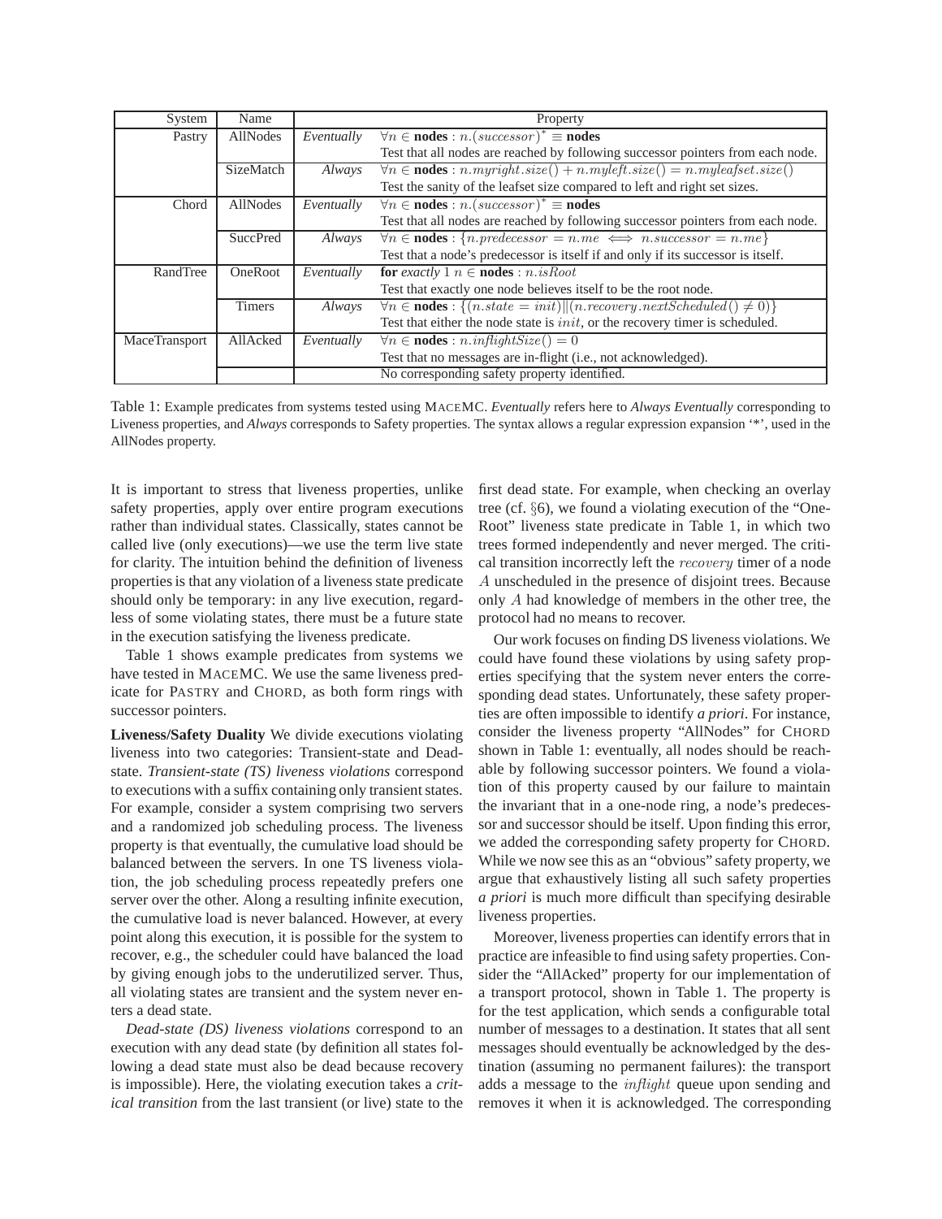| System | Name | Property | |
|---|---|---|---|
| Pastry | AllNodes | *Eventually* | $\forall n \in$ **nodes** : $n.(successor)^* \equiv$ **nodes** |
| | | | Test that all nodes are reached by following successor pointers from each node. |
| | SizeMatch | *Always* | $\forall n \in$ **nodes** : $n.myright.size() + n.myleft.size() = n.myleafset.size()$ |
| | | | Test the sanity of the leafset size compared to left and right set sizes. |
| Chord | AllNodes | *Eventually* | $\forall n \in$ **nodes** : $n.(successor)^* \equiv$ **nodes** |
| | | | Test that all nodes are reached by following successor pointers from each node. |
| | SuccPred | *Always* | $\forall n \in$ **nodes** : $\{n.predecessor = n.me \iff n.successor = n.me\}$ |
| | | | Test that a node's predecessor is itself if and only if its successor is itself. |
| RandTree | OneRoot | *Eventually* | **for** *exactly* $1$ $n \in$ **nodes** : $n.isRoot$ |
| | | | Test that exactly one node believes itself to be the root node. |
| | Timers | *Always* | $\forall n \in$ **nodes** : $\{(n.state = init) \| (n.recovery.nextScheduled() \neq 0)\}$ |
| | | | Test that either the node state is $init$, or the recovery timer is scheduled. |
| MaceTransport | AllAcked | *Eventually* | $\forall n \in$ **nodes** : $n.inflightSize() = 0$ |
| | | | Test that no messages are in-flight (i.e., not acknowledged). |
| | | | No corresponding safety property identified. |

Table 1: Example predicates from systems tested using MACEMC. *Eventually* refers here to *Always Eventually* corresponding to Liveness properties, and *Always* corresponds to Safety properties. The syntax allows a regular expression expansion '*', used in the AllNodes property.

It is important to stress that liveness properties, unlike safety properties, apply over entire program executions rather than individual states. Classically, states cannot be called live (only executions)—we use the term live state for clarity. The intuition behind the definition of liveness properties is that any violation of a liveness state predicate should only be temporary: in any live execution, regardless of some violating states, there must be a future state in the execution satisfying the liveness predicate.

Table 1 shows example predicates from systems we have tested in MACEMC. We use the same liveness predicate for PASTRY and CHORD, as both form rings with successor pointers.

**Liveness/Safety Duality** We divide executions violating liveness into two categories: Transient-state and Dead-state. *Transient-state (TS) liveness violations* correspond to executions with a suffix containing only transient states. For example, consider a system comprising two servers and a randomized job scheduling process. The liveness property is that eventually, the cumulative load should be balanced between the servers. In one TS liveness violation, the job scheduling process repeatedly prefers one server over the other. Along a resulting infinite execution, the cumulative load is never balanced. However, at every point along this execution, it is possible for the system to recover, e.g., the scheduler could have balanced the load by giving enough jobs to the underutilized server. Thus, all violating states are transient and the system never enters a dead state.

*Dead-state (DS) liveness violations* correspond to an execution with any dead state (by definition all states following a dead state must also be dead because recovery is impossible). Here, the violating execution takes a *critical transition* from the last transient (or live) state to the first dead state. For example, when checking an overlay tree (cf. §6), we found a violating execution of the "OneRoot" liveness state predicate in Table 1, in which two trees formed independently and never merged. The critical transition incorrectly left the $recovery$ timer of a node $A$ unscheduled in the presence of disjoint trees. Because only $A$ had knowledge of members in the other tree, the protocol had no means to recover.

Our work focuses on finding DS liveness violations. We could have found these violations by using safety properties specifying that the system never enters the corresponding dead states. Unfortunately, these safety properties are often impossible to identify *a priori*. For instance, consider the liveness property "AllNodes" for CHORD shown in Table 1: eventually, all nodes should be reachable by following successor pointers. We found a violation of this property caused by our failure to maintain the invariant that in a one-node ring, a node's predecessor and successor should be itself. Upon finding this error, we added the corresponding safety property for CHORD. While we now see this as an "obvious" safety property, we argue that exhaustively listing all such safety properties *a priori* is much more difficult than specifying desirable liveness properties.

Moreover, liveness properties can identify errors that in practice are infeasible to find using safety properties. Consider the "AllAcked" property for our implementation of a transport protocol, shown in Table 1. The property is for the test application, which sends a configurable total number of messages to a destination. It states that all sent messages should eventually be acknowledged by the destination (assuming no permanent failures): the transport adds a message to the $inflight$ queue upon sending and removes it when it is acknowledged. The corresponding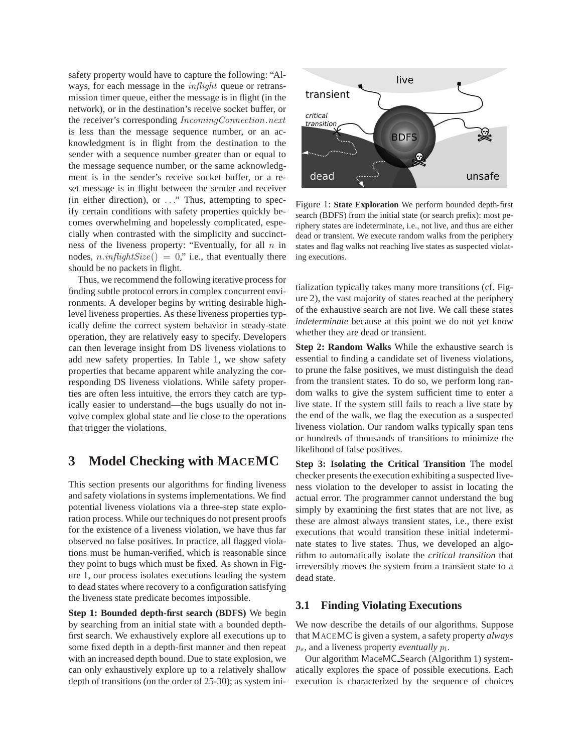safety property would have to capture the following: "Always, for each message in the *inflight* queue or retransmission timer queue, either the message is in flight (in the network), or in the destination's receive socket buffer, or the receiver's corresponding *IncomingConnection.next* is less than the message sequence number, or an acknowledgment is in flight from the destination to the sender with a sequence number greater than or equal to the message sequence number, or the same acknowledgment is in the sender's receive socket buffer, or a reset message is in flight between the sender and receiver (in either direction), or ..." Thus, attempting to specify certain conditions with safety properties quickly becomes overwhelming and hopelessly complicated, especially when contrasted with the simplicity and succinctness of the liveness property: "Eventually, for all $n$ in nodes, $n.inflightSize() = 0$," i.e., that eventually there should be no packets in flight.

Thus, we recommend the following iterative process for finding subtle protocol errors in complex concurrent environments. A developer begins by writing desirable high-level liveness properties. As these liveness properties typically define the correct system behavior in steady-state operation, they are relatively easy to specify. Developers can then leverage insight from DS liveness violations to add new safety properties. In Table 1, we show safety properties that became apparent while analyzing the corresponding DS liveness violations. While safety properties are often less intuitive, the errors they catch are typically easier to understand—the bugs usually do not involve complex global state and lie close to the operations that trigger the violations.

# 3 Model Checking with MACEMC

This section presents our algorithms for finding liveness and safety violations in systems implementations. We find potential liveness violations via a three-step state exploration process. While our techniques do not present proofs for the existence of a liveness violation, we have thus far observed no false positives. In practice, all flagged violations must be human-verified, which is reasonable since they point to bugs which must be fixed. As shown in Figure 1, our process isolates executions leading the system to dead states where recovery to a configuration satisfying the liveness state predicate becomes impossible.

**Step 1: Bounded depth-first search (BDFS)** We begin by searching from an initial state with a bounded depth-first search. We exhaustively explore all executions up to some fixed depth in a depth-first manner and then repeat with an increased depth bound. Due to state explosion, we can only exhaustively explore up to a relatively shallow depth of transitions (on the order of 25-30); as system initialization typically takes many more transitions (cf. Figure 2), the vast majority of states reached at the periphery of the exhaustive search are not live. We call these states *indeterminate* because at this point we do not yet know whether they are dead or transient.

Figure 1: **State Exploration** We perform bounded depth-first search (BDFS) from the initial state (or search prefix): most periphery states are indeterminate, i.e., not live, and thus are either dead or transient. We execute random walks from the periphery states and flag walks not reaching live states as suspected violating executions.

**Step 2: Random Walks** While the exhaustive search is essential to finding a candidate set of liveness violations, to prune the false positives, we must distinguish the dead from the transient states. To do so, we perform long random walks to give the system sufficient time to enter a live state. If the system still fails to reach a live state by the end of the walk, we flag the execution as a suspected liveness violation. Our random walks typically span tens or hundreds of thousands of transitions to minimize the likelihood of false positives.

**Step 3: Isolating the Critical Transition** The model checker presents the execution exhibiting a suspected liveness violation to the developer to assist in locating the actual error. The programmer cannot understand the bug simply by examining the first states that are not live, as these are almost always transient states, i.e., there exist executions that would transition these initial indeterminate states to live states. Thus, we developed an algorithm to automatically isolate the *critical transition* that irreversibly moves the system from a transient state to a dead state.

## 3.1 Finding Violating Executions

We now describe the details of our algorithms. Suppose that MACEMC is given a system, a safety property *always* $p_s$, and a liveness property *eventually* $p_l$.

Our algorithm MaceMC_Search (Algorithm 1) systematically explores the space of possible executions. Each execution is characterized by the sequence of choices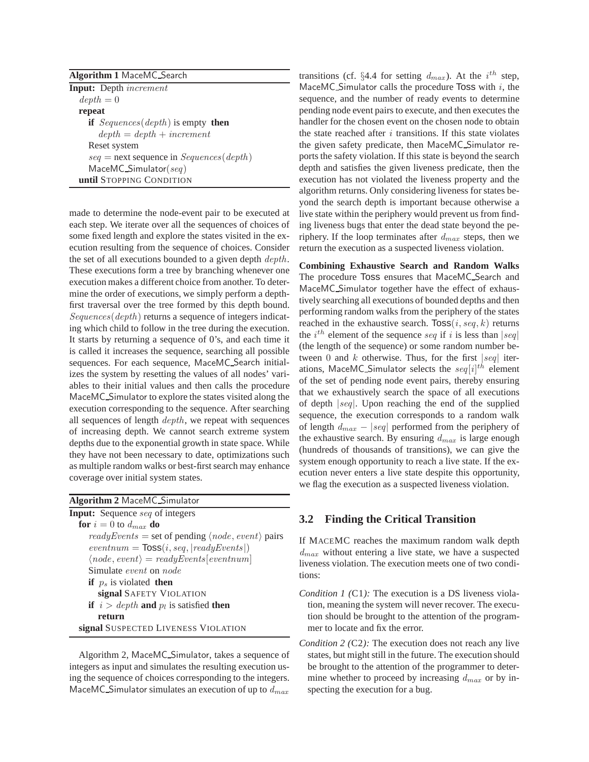**Algorithm 1** MaceMC_Search

```
Input: Depth increment
  depth = 0
  repeat
    if Sequences(depth) is empty then
      depth = depth + increment
    Reset system
    seq = next sequence in Sequences(depth)
    MaceMC_Simulator(seq)
  until STOPPING CONDITION
```

made to determine the node-event pair to be executed at each step. We iterate over all the sequences of choices of some fixed length and explore the states visited in the execution resulting from the sequence of choices. Consider the set of all executions bounded to a given depth $depth$. These executions form a tree by branching whenever one execution makes a different choice from another. To determine the order of executions, we simply perform a depth-first traversal over the tree formed by this depth bound. $Sequences(depth)$ returns a sequence of integers indicating which child to follow in the tree during the execution. It starts by returning a sequence of 0's, and each time it is called it increases the sequence, searching all possible sequences. For each sequence, MaceMC_Search initializes the system by resetting the values of all nodes' variables to their initial values and then calls the procedure MaceMC_Simulator to explore the states visited along the execution corresponding to the sequence. After searching all sequences of length $depth$, we repeat with sequences of increasing depth. We cannot search extreme system depths due to the exponential growth in state space. While they have not been necessary to date, optimizations such as multiple random walks or best-first search may enhance coverage over initial system states.

**Algorithm 2** MaceMC_Simulator

```
Input: Sequence seq of integers
  for i = 0 to d_max do
    readyEvents = set of pending ⟨node, event⟩ pairs
    eventnum = Toss(i, seq, |readyEvents|)
    ⟨node, event⟩ = readyEvents[eventnum]
    Simulate event on node
    if p_s is violated then
      signal SAFETY VIOLATION
    if i > depth and p_l is satisfied then
      return
  signal SUSPECTED LIVENESS VIOLATION
```

Algorithm 2, MaceMC_Simulator, takes a sequence of integers as input and simulates the resulting execution using the sequence of choices corresponding to the integers. MaceMC_Simulator simulates an execution of up to $d_{max}$ transitions (cf. §4.4 for setting $d_{max}$). At the $i^{th}$ step, MaceMC_Simulator calls the procedure Toss with $i$, the sequence, and the number of ready events to determine pending node event pairs to execute, and then executes the handler for the chosen event on the chosen node to obtain the state reached after $i$ transitions. If this state violates the given safety predicate, then MaceMC_Simulator reports the safety violation. If this state is beyond the search depth and satisfies the given liveness predicate, then the execution has not violated the liveness property and the algorithm returns. Only considering liveness for states beyond the search depth is important because otherwise a live state within the periphery would prevent us from finding liveness bugs that enter the dead state beyond the periphery. If the loop terminates after $d_{max}$ steps, then we return the execution as a suspected liveness violation.

**Combining Exhaustive Search and Random Walks** The procedure Toss ensures that MaceMC_Search and MaceMC_Simulator together have the effect of exhaustively searching all executions of bounded depths and then performing random walks from the periphery of the states reached in the exhaustive search. $\text{Toss}(i, seq, k)$ returns the $i^{th}$ element of the sequence $seq$ if $i$ is less than $|seq|$ (the length of the sequence) or some random number between 0 and $k$ otherwise. Thus, for the first $|seq|$ iterations, MaceMC_Simulator selects the $seq[i]^{th}$ element of the set of pending node event pairs, thereby ensuring that we exhaustively search the space of all executions of depth $|seq|$. Upon reaching the end of the supplied sequence, the execution corresponds to a random walk of length $d_{max} - |seq|$ performed from the periphery of the exhaustive search. By ensuring $d_{max}$ is large enough (hundreds of thousands of transitions), we can give the system enough opportunity to reach a live state. If the execution never enters a live state despite this opportunity, we flag the execution as a suspected liveness violation.

## 3.2 Finding the Critical Transition

If MACEMC reaches the maximum random walk depth $d_{max}$ without entering a live state, we have a suspected liveness violation. The execution meets one of two conditions:

*Condition 1 (C1):* The execution is a DS liveness violation, meaning the system will never recover. The execution should be brought to the attention of the programmer to locate and fix the error.

*Condition 2 (C2):* The execution does not reach any live states, but might still in the future. The execution should be brought to the attention of the programmer to determine whether to proceed by increasing $d_{max}$ or by inspecting the execution for a bug.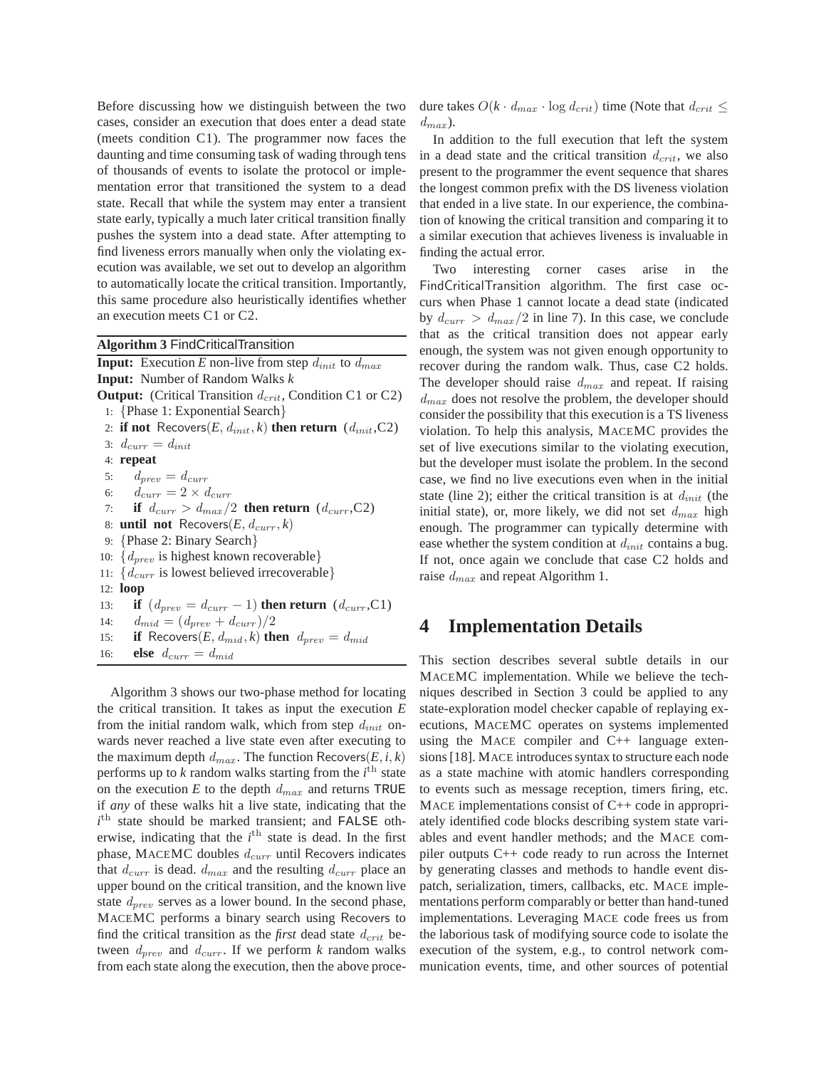Before discussing how we distinguish between the two cases, consider an execution that does enter a dead state (meets condition C1). The programmer now faces the daunting and time consuming task of wading through tens of thousands of events to isolate the protocol or implementation error that transitioned the system to a dead state. Recall that while the system may enter a transient state early, typically a much later critical transition finally pushes the system into a dead state. After attempting to find liveness errors manually when only the violating execution was available, we set out to develop an algorithm to automatically locate the critical transition. Importantly, this same procedure also heuristically identifies whether an execution meets C1 or C2.

**Algorithm 3** FindCriticalTransition

**Input:** Execution *E* non-live from step $d_{init}$ to $d_{max}$
**Input:** Number of Random Walks *k*
**Output:** (Critical Transition $d_{crit}$, Condition C1 or C2)

```
1:  {Phase 1: Exponential Search}
2:  if not Recovers(E, d_init, k) then return (d_init, C2)
3:  d_curr = d_init
4:  repeat
5:      d_prev = d_curr
6:      d_curr = 2 × d_curr
7:      if d_curr > d_max/2 then return (d_curr, C2)
8:  until not Recovers(E, d_curr, k)
9:  {Phase 2: Binary Search}
10: {d_prev is highest known recoverable}
11: {d_curr is lowest believed irrecoverable}
12: loop
13:     if (d_prev = d_curr − 1) then return (d_curr, C1)
14:     d_mid = (d_prev + d_curr)/2
15:     if Recovers(E, d_mid, k) then d_prev = d_mid
16:     else d_curr = d_mid
```

Algorithm 3 shows our two-phase method for locating the critical transition. It takes as input the execution *E* from the initial random walk, which from step $d_{init}$ onwards never reached a live state even after executing to the maximum depth $d_{max}$. The function Recovers(*E*, *i*, *k*) performs up to *k* random walks starting from the $i^{\text{th}}$ state on the execution *E* to the depth $d_{max}$ and returns TRUE if *any* of these walks hit a live state, indicating that the $i^{\text{th}}$ state should be marked transient; and FALSE otherwise, indicating that the $i^{\text{th}}$ state is dead. In the first phase, MACEMC doubles $d_{curr}$ until Recovers indicates that $d_{curr}$ is dead. $d_{max}$ and the resulting $d_{curr}$ place an upper bound on the critical transition, and the known live state $d_{prev}$ serves as a lower bound. In the second phase, MACEMC performs a binary search using Recovers to find the critical transition as the *first* dead state $d_{crit}$ between $d_{prev}$ and $d_{curr}$. If we perform *k* random walks from each state along the execution, then the above procedure takes $O(k \cdot d_{max} \cdot \log d_{crit})$ time (Note that $d_{crit} \leq d_{max}$).

In addition to the full execution that left the system in a dead state and the critical transition $d_{crit}$, we also present to the programmer the event sequence that shares the longest common prefix with the DS liveness violation that ended in a live state. In our experience, the combination of knowing the critical transition and comparing it to a similar execution that achieves liveness is invaluable in finding the actual error.

Two interesting corner cases arise in the FindCriticalTransition algorithm. The first case occurs when Phase 1 cannot locate a dead state (indicated by $d_{curr} > d_{max}/2$ in line 7). In this case, we conclude that as the critical transition does not appear early enough, the system was not given enough opportunity to recover during the random walk. Thus, case C2 holds. The developer should raise $d_{max}$ and repeat. If raising $d_{max}$ does not resolve the problem, the developer should consider the possibility that this execution is a TS liveness violation. To help this analysis, MACEMC provides the set of live executions similar to the violating execution, but the developer must isolate the problem. In the second case, we find no live executions even when in the initial state (line 2); either the critical transition is at $d_{init}$ (the initial state), or, more likely, we did not set $d_{max}$ high enough. The programmer can typically determine with ease whether the system condition at $d_{init}$ contains a bug. If not, once again we conclude that case C2 holds and raise $d_{max}$ and repeat Algorithm 1.

# 4 Implementation Details

This section describes several subtle details in our MACEMC implementation. While we believe the techniques described in Section 3 could be applied to any state-exploration model checker capable of replaying executions, MACEMC operates on systems implemented using the MACE compiler and C++ language extensions [18]. MACE introduces syntax to structure each node as a state machine with atomic handlers corresponding to events such as message reception, timers firing, etc. MACE implementations consist of C++ code in appropriately identified code blocks describing system state variables and event handler methods; and the MACE compiler outputs C++ code ready to run across the Internet by generating classes and methods to handle event dispatch, serialization, timers, callbacks, etc. MACE implementations perform comparably or better than hand-tuned implementations. Leveraging MACE code frees us from the laborious task of modifying source code to isolate the execution of the system, e.g., to control network communication events, time, and other sources of potential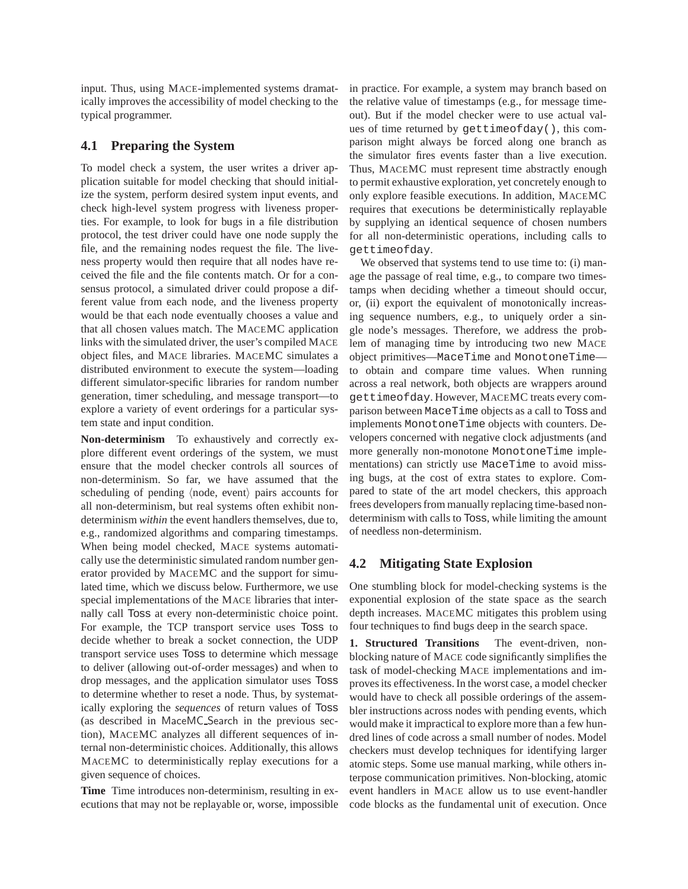input. Thus, using MACE-implemented systems dramatically improves the accessibility of model checking to the typical programmer.

## 4.1 Preparing the System

To model check a system, the user writes a driver application suitable for model checking that should initialize the system, perform desired system input events, and check high-level system progress with liveness properties. For example, to look for bugs in a file distribution protocol, the test driver could have one node supply the file, and the remaining nodes request the file. The liveness property would then require that all nodes have received the file and the file contents match. Or for a consensus protocol, a simulated driver could propose a different value from each node, and the liveness property would be that each node eventually chooses a value and that all chosen values match. The MACEMC application links with the simulated driver, the user's compiled MACE object files, and MACE libraries. MACEMC simulates a distributed environment to execute the system—loading different simulator-specific libraries for random number generation, timer scheduling, and message transport—to explore a variety of event orderings for a particular system state and input condition.

**Non-determinism** To exhaustively and correctly explore different event orderings of the system, we must ensure that the model checker controls all sources of non-determinism. So far, we have assumed that the scheduling of pending ⟨node, event⟩ pairs accounts for all non-determinism, but real systems often exhibit non-determinism *within* the event handlers themselves, due to, e.g., randomized algorithms and comparing timestamps. When being model checked, MACE systems automatically use the deterministic simulated random number generator provided by MACEMC and the support for simulated time, which we discuss below. Furthermore, we use special implementations of the MACE libraries that internally call Toss at every non-deterministic choice point. For example, the TCP transport service uses Toss to decide whether to break a socket connection, the UDP transport service uses Toss to determine which message to deliver (allowing out-of-order messages) and when to drop messages, and the application simulator uses Toss to determine whether to reset a node. Thus, by systematically exploring the *sequences* of return values of Toss (as described in MaceMC_Search in the previous section), MACEMC analyzes all different sequences of internal non-deterministic choices. Additionally, this allows MACEMC to deterministically replay executions for a given sequence of choices.

**Time** Time introduces non-determinism, resulting in executions that may not be replayable or, worse, impossible in practice. For example, a system may branch based on the relative value of timestamps (e.g., for message timeout). But if the model checker were to use actual values of time returned by `gettimeofday()`, this comparison might always be forced along one branch as the simulator fires events faster than a live execution. Thus, MACEMC must represent time abstractly enough to permit exhaustive exploration, yet concretely enough to only explore feasible executions. In addition, MACEMC requires that executions be deterministically replayable by supplying an identical sequence of chosen numbers for all non-deterministic operations, including calls to `gettimeofday`.

We observed that systems tend to use time to: (i) manage the passage of real time, e.g., to compare two timestamps when deciding whether a timeout should occur, or, (ii) export the equivalent of monotonically increasing sequence numbers, e.g., to uniquely order a single node's messages. Therefore, we address the problem of managing time by introducing two new MACE object primitives—`MaceTime` and `MonotoneTime`—to obtain and compare time values. When running across a real network, both objects are wrappers around `gettimeofday`. However, MACEMC treats every comparison between `MaceTime` objects as a call to Toss and implements `MonotoneTime` objects with counters. Developers concerned with negative clock adjustments (and more generally non-monotone `MonotoneTime` implementations) can strictly use `MaceTime` to avoid missing bugs, at the cost of extra states to explore. Compared to state of the art model checkers, this approach frees developers from manually replacing time-based non-determinism with calls to Toss, while limiting the amount of needless non-determinism.

## 4.2 Mitigating State Explosion

One stumbling block for model-checking systems is the exponential explosion of the state space as the search depth increases. MACEMC mitigates this problem using four techniques to find bugs deep in the search space.

**1. Structured Transitions** The event-driven, non-blocking nature of MACE code significantly simplifies the task of model-checking MACE implementations and improves its effectiveness. In the worst case, a model checker would have to check all possible orderings of the assembler instructions across nodes with pending events, which would make it impractical to explore more than a few hundred lines of code across a small number of nodes. Model checkers must develop techniques for identifying larger atomic steps. Some use manual marking, while others interpose communication primitives. Non-blocking, atomic event handlers in MACE allow us to use event-handler code blocks as the fundamental unit of execution. Once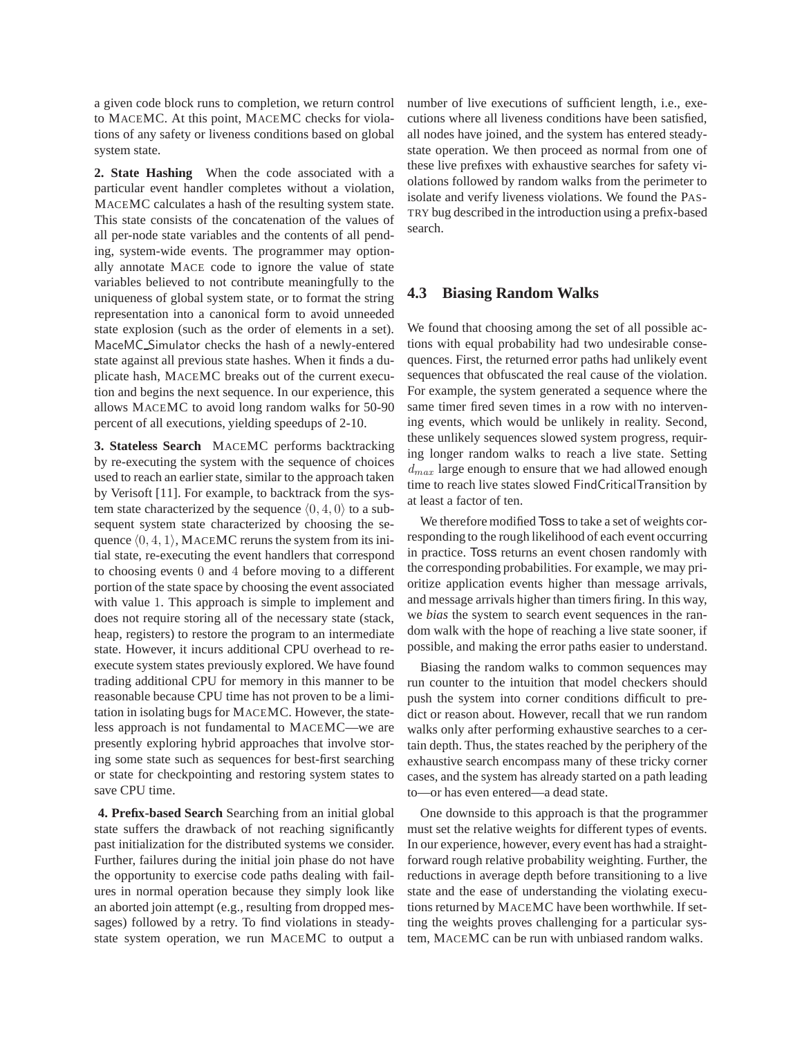a given code block runs to completion, we return control to MACEMC. At this point, MACEMC checks for violations of any safety or liveness conditions based on global system state.

**2. State Hashing** When the code associated with a particular event handler completes without a violation, MACEMC calculates a hash of the resulting system state. This state consists of the concatenation of the values of all per-node state variables and the contents of all pending, system-wide events. The programmer may optionally annotate MACE code to ignore the value of state variables believed to not contribute meaningfully to the uniqueness of global system state, or to format the string representation into a canonical form to avoid unneeded state explosion (such as the order of elements in a set). MaceMC_Simulator checks the hash of a newly-entered state against all previous state hashes. When it finds a duplicate hash, MACEMC breaks out of the current execution and begins the next sequence. In our experience, this allows MACEMC to avoid long random walks for 50-90 percent of all executions, yielding speedups of 2-10.

**3. Stateless Search** MACEMC performs backtracking by re-executing the system with the sequence of choices used to reach an earlier state, similar to the approach taken by Verisoft [11]. For example, to backtrack from the system state characterized by the sequence $\langle 0, 4, 0 \rangle$ to a subsequent system state characterized by choosing the sequence $\langle 0, 4, 1 \rangle$, MACEMC reruns the system from its initial state, re-executing the event handlers that correspond to choosing events $0$ and $4$ before moving to a different portion of the state space by choosing the event associated with value $1$. This approach is simple to implement and does not require storing all of the necessary state (stack, heap, registers) to restore the program to an intermediate state. However, it incurs additional CPU overhead to re-execute system states previously explored. We have found trading additional CPU for memory in this manner to be reasonable because CPU time has not proven to be a limitation in isolating bugs for MACEMC. However, the stateless approach is not fundamental to MACEMC—we are presently exploring hybrid approaches that involve storing some state such as sequences for best-first searching or state for checkpointing and restoring system states to save CPU time.

**4. Prefix-based Search** Searching from an initial global state suffers the drawback of not reaching significantly past initialization for the distributed systems we consider. Further, failures during the initial join phase do not have the opportunity to exercise code paths dealing with failures in normal operation because they simply look like an aborted join attempt (e.g., resulting from dropped messages) followed by a retry. To find violations in steady-state system operation, we run MACEMC to output a number of live executions of sufficient length, i.e., executions where all liveness conditions have been satisfied, all nodes have joined, and the system has entered steady-state operation. We then proceed as normal from one of these live prefixes with exhaustive searches for safety violations followed by random walks from the perimeter to isolate and verify liveness violations. We found the PASTRY bug described in the introduction using a prefix-based search.

## 4.3 Biasing Random Walks

We found that choosing among the set of all possible actions with equal probability had two undesirable consequences. First, the returned error paths had unlikely event sequences that obfuscated the real cause of the violation. For example, the system generated a sequence where the same timer fired seven times in a row with no intervening events, which would be unlikely in reality. Second, these unlikely sequences slowed system progress, requiring longer random walks to reach a live state. Setting $d_{max}$ large enough to ensure that we had allowed enough time to reach live states slowed FindCriticalTransition by at least a factor of ten.

We therefore modified Toss to take a set of weights corresponding to the rough likelihood of each event occurring in practice. Toss returns an event chosen randomly with the corresponding probabilities. For example, we may prioritize application events higher than message arrivals, and message arrivals higher than timers firing. In this way, we *bias* the system to search event sequences in the random walk with the hope of reaching a live state sooner, if possible, and making the error paths easier to understand.

Biasing the random walks to common sequences may run counter to the intuition that model checkers should push the system into corner conditions difficult to predict or reason about. However, recall that we run random walks only after performing exhaustive searches to a certain depth. Thus, the states reached by the periphery of the exhaustive search encompass many of these tricky corner cases, and the system has already started on a path leading to—or has even entered—a dead state.

One downside to this approach is that the programmer must set the relative weights for different types of events. In our experience, however, every event has had a straightforward rough relative probability weighting. Further, the reductions in average depth before transitioning to a live state and the ease of understanding the violating executions returned by MACEMC have been worthwhile. If setting the weights proves challenging for a particular system, MACEMC can be run with unbiased random walks.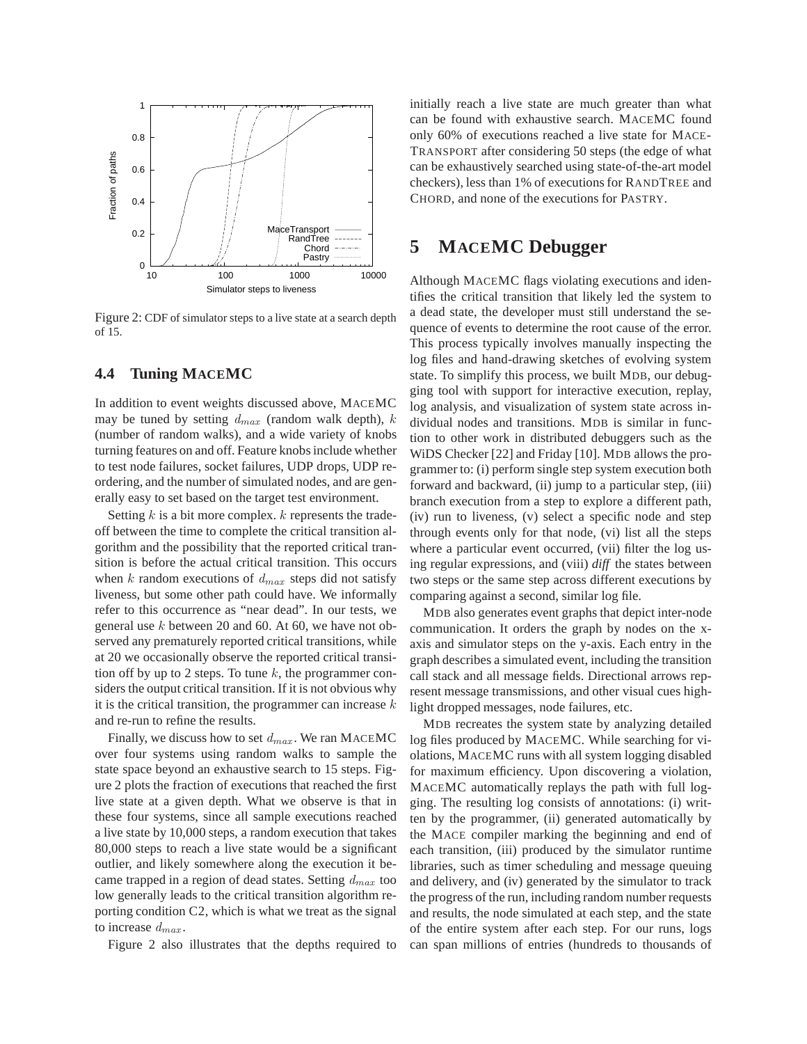Figure 2: CDF of simulator steps to a live state at a search depth of 15.

### 4.4 Tuning MACEMC

In addition to event weights discussed above, MACEMC may be tuned by setting $d_{max}$ (random walk depth), $k$ (number of random walks), and a wide variety of knobs turning features on and off. Feature knobs include whether to test node failures, socket failures, UDP drops, UDP reordering, and the number of simulated nodes, and are generally easy to set based on the target test environment.

Setting $k$ is a bit more complex. $k$ represents the tradeoff between the time to complete the critical transition algorithm and the possibility that the reported critical transition is before the actual critical transition. This occurs when $k$ random executions of $d_{max}$ steps did not satisfy liveness, but some other path could have. We informally refer to this occurrence as "near dead". In our tests, we general use $k$ between 20 and 60. At 60, we have not observed any prematurely reported critical transitions, while at 20 we occasionally observe the reported critical transition off by up to 2 steps. To tune $k$, the programmer considers the output critical transition. If it is not obvious why it is the critical transition, the programmer can increase $k$ and re-run to refine the results.

Finally, we discuss how to set $d_{max}$. We ran MACEMC over four systems using random walks to sample the state space beyond an exhaustive search to 15 steps. Figure 2 plots the fraction of executions that reached the first live state at a given depth. What we observe is that in these four systems, since all sample executions reached a live state by 10,000 steps, a random execution that takes 80,000 steps to reach a live state would be a significant outlier, and likely somewhere along the execution it became trapped in a region of dead states. Setting $d_{max}$ too low generally leads to the critical transition algorithm reporting condition C2, which is what we treat as the signal to increase $d_{max}$.

Figure 2 also illustrates that the depths required to initially reach a live state are much greater than what can be found with exhaustive search. MACEMC found only 60% of executions reached a live state for MACETRANSPORT after considering 50 steps (the edge of what can be exhaustively searched using state-of-the-art model checkers), less than 1% of executions for RANDTREE and CHORD, and none of the executions for PASTRY.

## 5 MACEMC Debugger

Although MACEMC flags violating executions and identifies the critical transition that likely led the system to a dead state, the developer must still understand the sequence of events to determine the root cause of the error. This process typically involves manually inspecting the log files and hand-drawing sketches of evolving system state. To simplify this process, we built MDB, our debugging tool with support for interactive execution, replay, log analysis, and visualization of system state across individual nodes and transitions. MDB is similar in function to other work in distributed debuggers such as the WiDS Checker [22] and Friday [10]. MDB allows the programmer to: (i) perform single step system execution both forward and backward, (ii) jump to a particular step, (iii) branch execution from a step to explore a different path, (iv) run to liveness, (v) select a specific node and step through events only for that node, (vi) list all the steps where a particular event occurred, (vii) filter the log using regular expressions, and (viii) *diff* the states between two steps or the same step across different executions by comparing against a second, similar log file.

MDB also generates event graphs that depict inter-node communication. It orders the graph by nodes on the x-axis and simulator steps on the y-axis. Each entry in the graph describes a simulated event, including the transition call stack and all message fields. Directional arrows represent message transmissions, and other visual cues highlight dropped messages, node failures, etc.

MDB recreates the system state by analyzing detailed log files produced by MACEMC. While searching for violations, MACEMC runs with all system logging disabled for maximum efficiency. Upon discovering a violation, MACEMC automatically replays the path with full logging. The resulting log consists of annotations: (i) written by the programmer, (ii) generated automatically by the MACE compiler marking the beginning and end of each transition, (iii) produced by the simulator runtime libraries, such as timer scheduling and message queuing and delivery, and (iv) generated by the simulator to track the progress of the run, including random number requests and results, the node simulated at each step, and the state of the entire system after each step. For our runs, logs can span millions of entries (hundreds to thousands of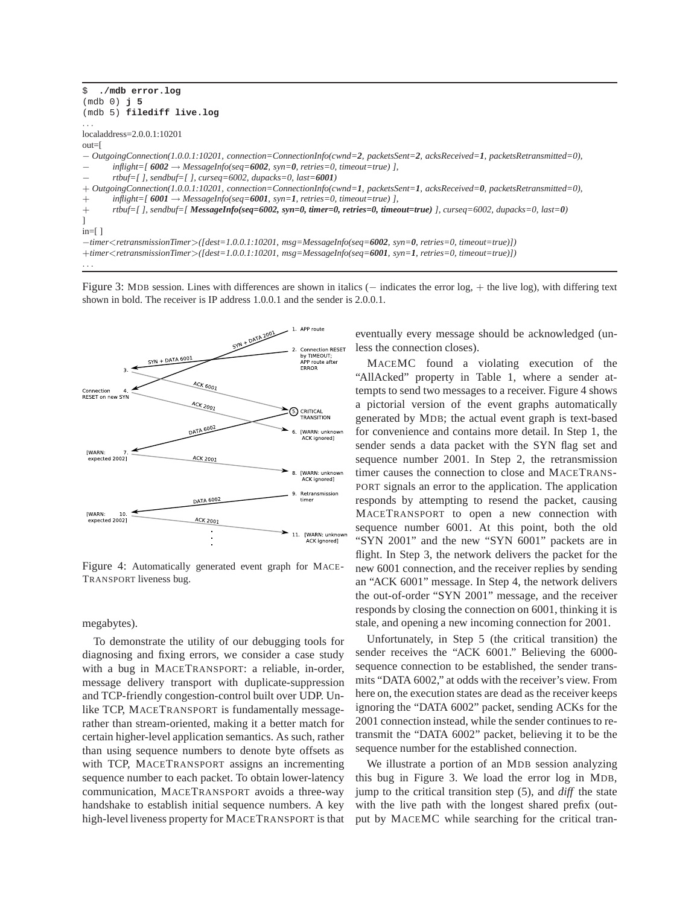```
$ ./mdb error.log
(mdb 0) j 5
(mdb 5) filediff live.log
...
localaddress=2.0.0.1:10201
out=[
− OutgoingConnection(1.0.0.1:10201, connection=ConnectionInfo(cwnd=2, packetsSent=2, acksReceived=1, packetsRetransmitted=0),
−       inflight=[ 6002 → MessageInfo(seq=6002, syn=0, retries=0, timeout=true) ],
−       rtbuf=[ ], sendbuf=[ ], curseq=6002, dupacks=0, last=6001)
+ OutgoingConnection(1.0.0.1:10201, connection=ConnectionInfo(cwnd=1, packetsSent=1, acksReceived=0, packetsRetransmitted=0),
+       inflight=[ 6001 → MessageInfo(seq=6001, syn=1, retries=0, timeout=true) ],
+       rtbuf=[ ], sendbuf=[ MessageInfo(seq=6002, syn=0, timer=0, retries=0, timeout=true) ], curseq=6002, dupacks=0, last=0)
]
in=[ ]
−timer<retransmissionTimer>([dest=1.0.0.1:10201, msg=MessageInfo(seq=6002, syn=0, retries=0, timeout=true)])
+timer<retransmissionTimer>([dest=1.0.0.1:10201, msg=MessageInfo(seq=6001, syn=1, retries=0, timeout=true)])
...
```

Figure 3: MDB session. Lines with differences are shown in italics (− indicates the error log, + the live log), with differing text shown in bold. The receiver is IP address 1.0.0.1 and the sender is 2.0.0.1.

Figure 4: Automatically generated event graph for MACETRANSPORT liveness bug.

megabytes).

To demonstrate the utility of our debugging tools for diagnosing and fixing errors, we consider a case study with a bug in MACETRANSPORT: a reliable, in-order, message delivery transport with duplicate-suppression and TCP-friendly congestion-control built over UDP. Unlike TCP, MACETRANSPORT is fundamentally message- rather than stream-oriented, making it a better match for certain higher-level application semantics. As such, rather than using sequence numbers to denote byte offsets as with TCP, MACETRANSPORT assigns an incrementing sequence number to each packet. To obtain lower-latency communication, MACETRANSPORT avoids a three-way handshake to establish initial sequence numbers. A key high-level liveness property for MACETRANSPORT is that eventually every message should be acknowledged (unless the connection closes).

MACEMC found a violating execution of the "AllAcked" property in Table 1, where a sender attempts to send two messages to a receiver. Figure 4 shows a pictorial version of the event graphs automatically generated by MDB; the actual event graph is text-based for convenience and contains more detail. In Step 1, the sender sends a data packet with the SYN flag set and sequence number 2001. In Step 2, the retransmission timer causes the connection to close and MACETRANSPORT signals an error to the application. The application responds by attempting to resend the packet, causing MACETRANSPORT to open a new connection with sequence number 6001. At this point, both the old "SYN 2001" and the new "SYN 6001" packets are in flight. In Step 3, the network delivers the packet for the new 6001 connection, and the receiver replies by sending an "ACK 6001" message. In Step 4, the network delivers the out-of-order "SYN 2001" message, and the receiver responds by closing the connection on 6001, thinking it is stale, and opening a new incoming connection for 2001.

Unfortunately, in Step 5 (the critical transition) the sender receives the "ACK 6001." Believing the 6000-sequence connection to be established, the sender transmits "DATA 6002," at odds with the receiver's view. From here on, the execution states are dead as the receiver keeps ignoring the "DATA 6002" packet, sending ACKs for the 2001 connection instead, while the sender continues to retransmit the "DATA 6002" packet, believing it to be the sequence number for the established connection.

We illustrate a portion of an MDB session analyzing this bug in Figure 3. We load the error log in MDB, jump to the critical transition step (5), and *diff* the state with the live path with the longest shared prefix (output by MACEMC while searching for the critical tran-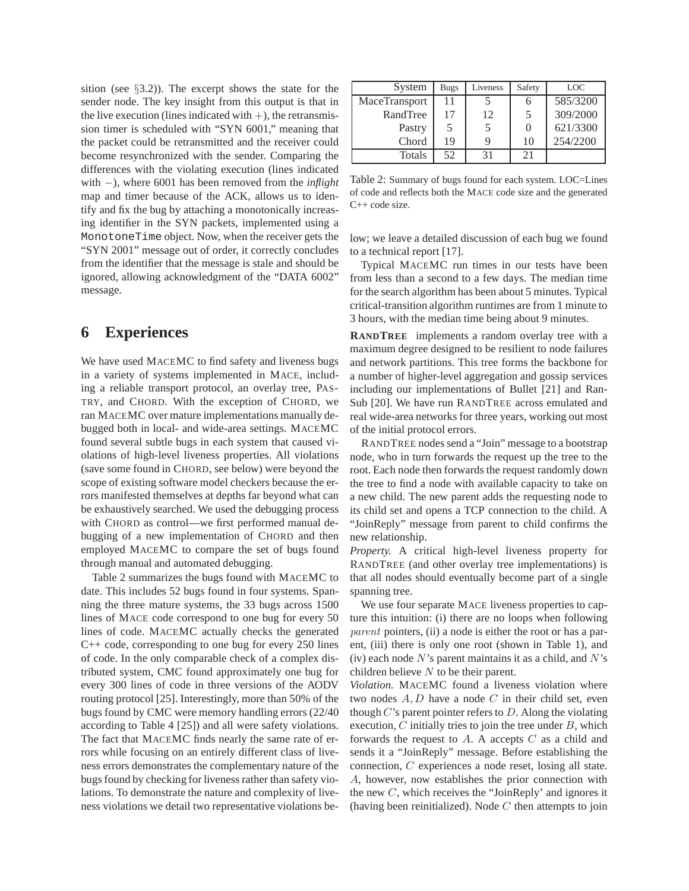sition (see §3.2)). The excerpt shows the state for the sender node. The key insight from this output is that in the live execution (lines indicated with +), the retransmission timer is scheduled with "SYN 6001," meaning that the packet could be retransmitted and the receiver could become resynchronized with the sender. Comparing the differences with the violating execution (lines indicated with −), where 6001 has been removed from the *inflight* map and timer because of the ACK, allows us to identify and fix the bug by attaching a monotonically increasing identifier in the SYN packets, implemented using a `MonotoneTime` object. Now, when the receiver gets the "SYN 2001" message out of order, it correctly concludes from the identifier that the message is stale and should be ignored, allowing acknowledgment of the "DATA 6002" message.

## 6 Experiences

We have used MACEMC to find safety and liveness bugs in a variety of systems implemented in MACE, including a reliable transport protocol, an overlay tree, PASTRY, and CHORD. With the exception of CHORD, we ran MACEMC over mature implementations manually debugged both in local- and wide-area settings. MACEMC found several subtle bugs in each system that caused violations of high-level liveness properties. All violations (save some found in CHORD, see below) were beyond the scope of existing software model checkers because the errors manifested themselves at depths far beyond what can be exhaustively searched. We used the debugging process with CHORD as control—we first performed manual debugging of a new implementation of CHORD and then employed MACEMC to compare the set of bugs found through manual and automated debugging.

Table 2 summarizes the bugs found with MACEMC to date. This includes 52 bugs found in four systems. Spanning the three mature systems, the 33 bugs across 1500 lines of MACE code correspond to one bug for every 50 lines of code. MACEMC actually checks the generated C++ code, corresponding to one bug for every 250 lines of code. In the only comparable check of a complex distributed system, CMC found approximately one bug for every 300 lines of code in three versions of the AODV routing protocol [25]. Interestingly, more than 50% of the bugs found by CMC were memory handling errors (22/40 according to Table 4 [25]) and all were safety violations. The fact that MACEMC finds nearly the same rate of errors while focusing on an entirely different class of liveness errors demonstrates the complementary nature of the bugs found by checking for liveness rather than safety violations. To demonstrate the nature and complexity of liveness violations we detail two representative violations below; we leave a detailed discussion of each bug we found to a technical report [17].

| System | Bugs | Liveness | Safety | LOC |
|---|---|---|---|---|
| MaceTransport | 11 | 5 | 6 | 585/3200 |
| RandTree | 17 | 12 | 5 | 309/2000 |
| Pastry | 5 | 5 | 0 | 621/3300 |
| Chord | 19 | 9 | 10 | 254/2200 |
| Totals | 52 | 31 | 21 | |

Table 2: Summary of bugs found for each system. LOC=Lines of code and reflects both the MACE code size and the generated C++ code size.

Typical MACEMC run times in our tests have been from less than a second to a few days. The median time for the search algorithm has been about 5 minutes. Typical critical-transition algorithm runtimes are from 1 minute to 3 hours, with the median time being about 9 minutes.

**RANDTREE** implements a random overlay tree with a maximum degree designed to be resilient to node failures and network partitions. This tree forms the backbone for a number of higher-level aggregation and gossip services including our implementations of Bullet [21] and RanSub [20]. We have run RANDTREE across emulated and real wide-area networks for three years, working out most of the initial protocol errors.

RANDTREE nodes send a "Join" message to a bootstrap node, who in turn forwards the request up the tree to the root. Each node then forwards the request randomly down the tree to find a node with available capacity to take on a new child. The new parent adds the requesting node to its child set and opens a TCP connection to the child. A "JoinReply" message from parent to child confirms the new relationship.

*Property.* A critical high-level liveness property for RANDTREE (and other overlay tree implementations) is that all nodes should eventually become part of a single spanning tree.

We use four separate MACE liveness properties to capture this intuition: (i) there are no loops when following $parent$ pointers, (ii) a node is either the root or has a parent, (iii) there is only one root (shown in Table 1), and (iv) each node $N$'s parent maintains it as a child, and $N$'s children believe $N$ to be their parent.

*Violation.* MACEMC found a liveness violation where two nodes $A, D$ have a node $C$ in their child set, even though $C$'s parent pointer refers to $D$. Along the violating execution, $C$ initially tries to join the tree under $B$, which forwards the request to $A$. $A$ accepts $C$ as a child and sends it a "JoinReply" message. Before establishing the connection, $C$ experiences a node reset, losing all state. $A$, however, now establishes the prior connection with the new $C$, which receives the "JoinReply' and ignores it (having been reinitialized). Node $C$ then attempts to join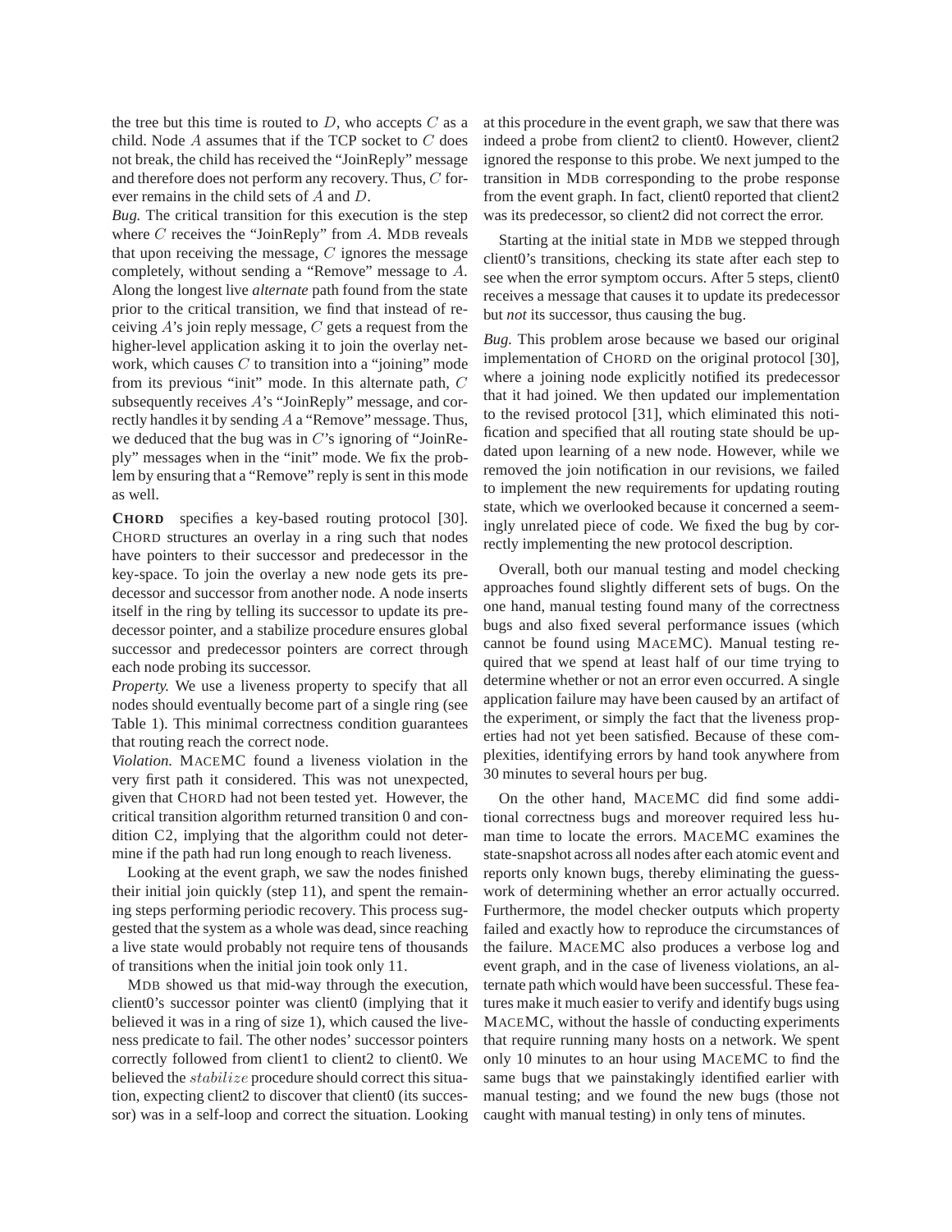the tree but this time is routed to $D$, who accepts $C$ as a child. Node $A$ assumes that if the TCP socket to $C$ does not break, the child has received the "JoinReply" message and therefore does not perform any recovery. Thus, $C$ forever remains in the child sets of $A$ and $D$.

*Bug.* The critical transition for this execution is the step where $C$ receives the "JoinReply" from $A$. MDB reveals that upon receiving the message, $C$ ignores the message completely, without sending a "Remove" message to $A$. Along the longest live *alternate* path found from the state prior to the critical transition, we find that instead of receiving $A$'s join reply message, $C$ gets a request from the higher-level application asking it to join the overlay network, which causes $C$ to transition into a "joining" mode from its previous "init" mode. In this alternate path, $C$ subsequently receives $A$'s "JoinReply" message, and correctly handles it by sending $A$ a "Remove" message. Thus, we deduced that the bug was in $C$'s ignoring of "JoinReply" messages when in the "init" mode. We fix the problem by ensuring that a "Remove" reply is sent in this mode as well.

**CHORD** specifies a key-based routing protocol [30]. CHORD structures an overlay in a ring such that nodes have pointers to their successor and predecessor in the key-space. To join the overlay a new node gets its predecessor and successor from another node. A node inserts itself in the ring by telling its successor to update its predecessor pointer, and a stabilize procedure ensures global successor and predecessor pointers are correct through each node probing its successor.

*Property.* We use a liveness property to specify that all nodes should eventually become part of a single ring (see Table 1). This minimal correctness condition guarantees that routing reach the correct node.

*Violation.* MACEMC found a liveness violation in the very first path it considered. This was not unexpected, given that CHORD had not been tested yet. However, the critical transition algorithm returned transition 0 and condition C2, implying that the algorithm could not determine if the path had run long enough to reach liveness.

Looking at the event graph, we saw the nodes finished their initial join quickly (step 11), and spent the remaining steps performing periodic recovery. This process suggested that the system as a whole was dead, since reaching a live state would probably not require tens of thousands of transitions when the initial join took only 11.

MDB showed us that mid-way through the execution, client0's successor pointer was client0 (implying that it believed it was in a ring of size 1), which caused the liveness predicate to fail. The other nodes' successor pointers correctly followed from client1 to client2 to client0. We believed the $stabilize$ procedure should correct this situation, expecting client2 to discover that client0 (its successor) was in a self-loop and correct the situation. Looking at this procedure in the event graph, we saw that there was indeed a probe from client2 to client0. However, client2 ignored the response to this probe. We next jumped to the transition in MDB corresponding to the probe response from the event graph. In fact, client0 reported that client2 was its predecessor, so client2 did not correct the error.

Starting at the initial state in MDB we stepped through client0's transitions, checking its state after each step to see when the error symptom occurs. After 5 steps, client0 receives a message that causes it to update its predecessor but *not* its successor, thus causing the bug.

*Bug.* This problem arose because we based our original implementation of CHORD on the original protocol [30], where a joining node explicitly notified its predecessor that it had joined. We then updated our implementation to the revised protocol [31], which eliminated this notification and specified that all routing state should be updated upon learning of a new node. However, while we removed the join notification in our revisions, we failed to implement the new requirements for updating routing state, which we overlooked because it concerned a seemingly unrelated piece of code. We fixed the bug by correctly implementing the new protocol description.

Overall, both our manual testing and model checking approaches found slightly different sets of bugs. On the one hand, manual testing found many of the correctness bugs and also fixed several performance issues (which cannot be found using MACEMC). Manual testing required that we spend at least half of our time trying to determine whether or not an error even occurred. A single application failure may have been caused by an artifact of the experiment, or simply the fact that the liveness properties had not yet been satisfied. Because of these complexities, identifying errors by hand took anywhere from 30 minutes to several hours per bug.

On the other hand, MACEMC did find some additional correctness bugs and moreover required less human time to locate the errors. MACEMC examines the state-snapshot across all nodes after each atomic event and reports only known bugs, thereby eliminating the guesswork of determining whether an error actually occurred. Furthermore, the model checker outputs which property failed and exactly how to reproduce the circumstances of the failure. MACEMC also produces a verbose log and event graph, and in the case of liveness violations, an alternate path which would have been successful. These features make it much easier to verify and identify bugs using MACEMC, without the hassle of conducting experiments that require running many hosts on a network. We spent only 10 minutes to an hour using MACEMC to find the same bugs that we painstakingly identified earlier with manual testing; and we found the new bugs (those not caught with manual testing) in only tens of minutes.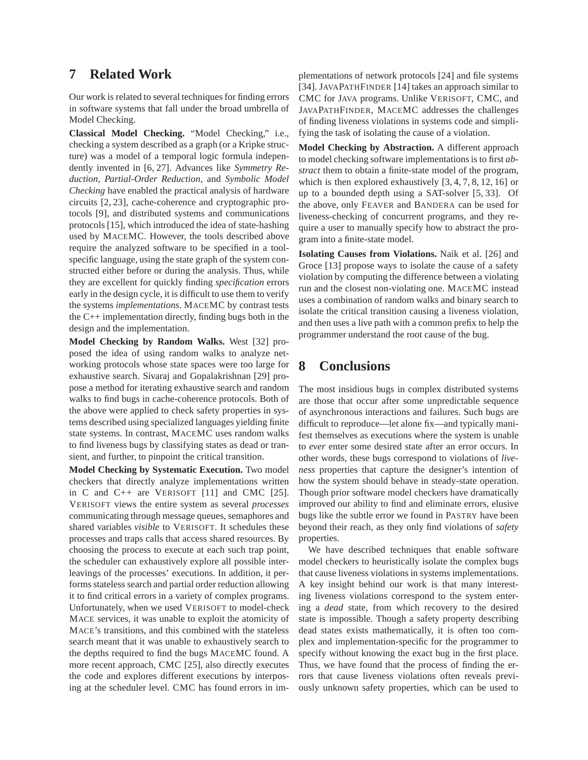## 7 Related Work

Our work is related to several techniques for finding errors in software systems that fall under the broad umbrella of Model Checking.

**Classical Model Checking.** "Model Checking," i.e., checking a system described as a graph (or a Kripke structure) was a model of a temporal logic formula independently invented in [6, 27]. Advances like *Symmetry Reduction*, *Partial-Order Reduction*, and *Symbolic Model Checking* have enabled the practical analysis of hardware circuits [2, 23], cache-coherence and cryptographic protocols [9], and distributed systems and communications protocols [15], which introduced the idea of state-hashing used by MACEMC. However, the tools described above require the analyzed software to be specified in a tool-specific language, using the state graph of the system constructed either before or during the analysis. Thus, while they are excellent for quickly finding *specification* errors early in the design cycle, it is difficult to use them to verify the systems *implementations*. MACEMC by contrast tests the C++ implementation directly, finding bugs both in the design and the implementation.

**Model Checking by Random Walks.** West [32] proposed the idea of using random walks to analyze networking protocols whose state spaces were too large for exhaustive search. Sivaraj and Gopalakrishnan [29] propose a method for iterating exhaustive search and random walks to find bugs in cache-coherence protocols. Both of the above were applied to check safety properties in systems described using specialized languages yielding finite state systems. In contrast, MACEMC uses random walks to find liveness bugs by classifying states as dead or transient, and further, to pinpoint the critical transition.

**Model Checking by Systematic Execution.** Two model checkers that directly analyze implementations written in C and C++ are VERISOFT [11] and CMC [25]. VERISOFT views the entire system as several *processes* communicating through message queues, semaphores and shared variables *visible* to VERISOFT. It schedules these processes and traps calls that access shared resources. By choosing the process to execute at each such trap point, the scheduler can exhaustively explore all possible interleavings of the processes' executions. In addition, it performs stateless search and partial order reduction allowing it to find critical errors in a variety of complex programs. Unfortunately, when we used VERISOFT to model-check MACE services, it was unable to exploit the atomicity of MACE's transitions, and this combined with the stateless search meant that it was unable to exhaustively search to the depths required to find the bugs MACEMC found. A more recent approach, CMC [25], also directly executes the code and explores different executions by interposing at the scheduler level. CMC has found errors in implementations of network protocols [24] and file systems [34]. JAVAPATHFINDER [14] takes an approach similar to CMC for JAVA programs. Unlike VERISOFT, CMC, and JAVAPATHFINDER, MACEMC addresses the challenges of finding liveness violations in systems code and simplifying the task of isolating the cause of a violation.

**Model Checking by Abstraction.** A different approach to model checking software implementations is to first *abstract* them to obtain a finite-state model of the program, which is then explored exhaustively [3, 4, 7, 8, 12, 16] or up to a bounded depth using a SAT-solver [5, 33]. Of the above, only FEAVER and BANDERA can be used for liveness-checking of concurrent programs, and they require a user to manually specify how to abstract the program into a finite-state model.

**Isolating Causes from Violations.** Naik et al. [26] and Groce [13] propose ways to isolate the cause of a safety violation by computing the difference between a violating run and the closest non-violating one. MACEMC instead uses a combination of random walks and binary search to isolate the critical transition causing a liveness violation, and then uses a live path with a common prefix to help the programmer understand the root cause of the bug.

## 8 Conclusions

The most insidious bugs in complex distributed systems are those that occur after some unpredictable sequence of asynchronous interactions and failures. Such bugs are difficult to reproduce—let alone fix—and typically manifest themselves as executions where the system is unable to *ever* enter some desired state after an error occurs. In other words, these bugs correspond to violations of *liveness* properties that capture the designer's intention of how the system should behave in steady-state operation. Though prior software model checkers have dramatically improved our ability to find and eliminate errors, elusive bugs like the subtle error we found in PASTRY have been beyond their reach, as they only find violations of *safety* properties.

We have described techniques that enable software model checkers to heuristically isolate the complex bugs that cause liveness violations in systems implementations. A key insight behind our work is that many interesting liveness violations correspond to the system entering a *dead* state, from which recovery to the desired state is impossible. Though a safety property describing dead states exists mathematically, it is often too complex and implementation-specific for the programmer to specify without knowing the exact bug in the first place. Thus, we have found that the process of finding the errors that cause liveness violations often reveals previously unknown safety properties, which can be used to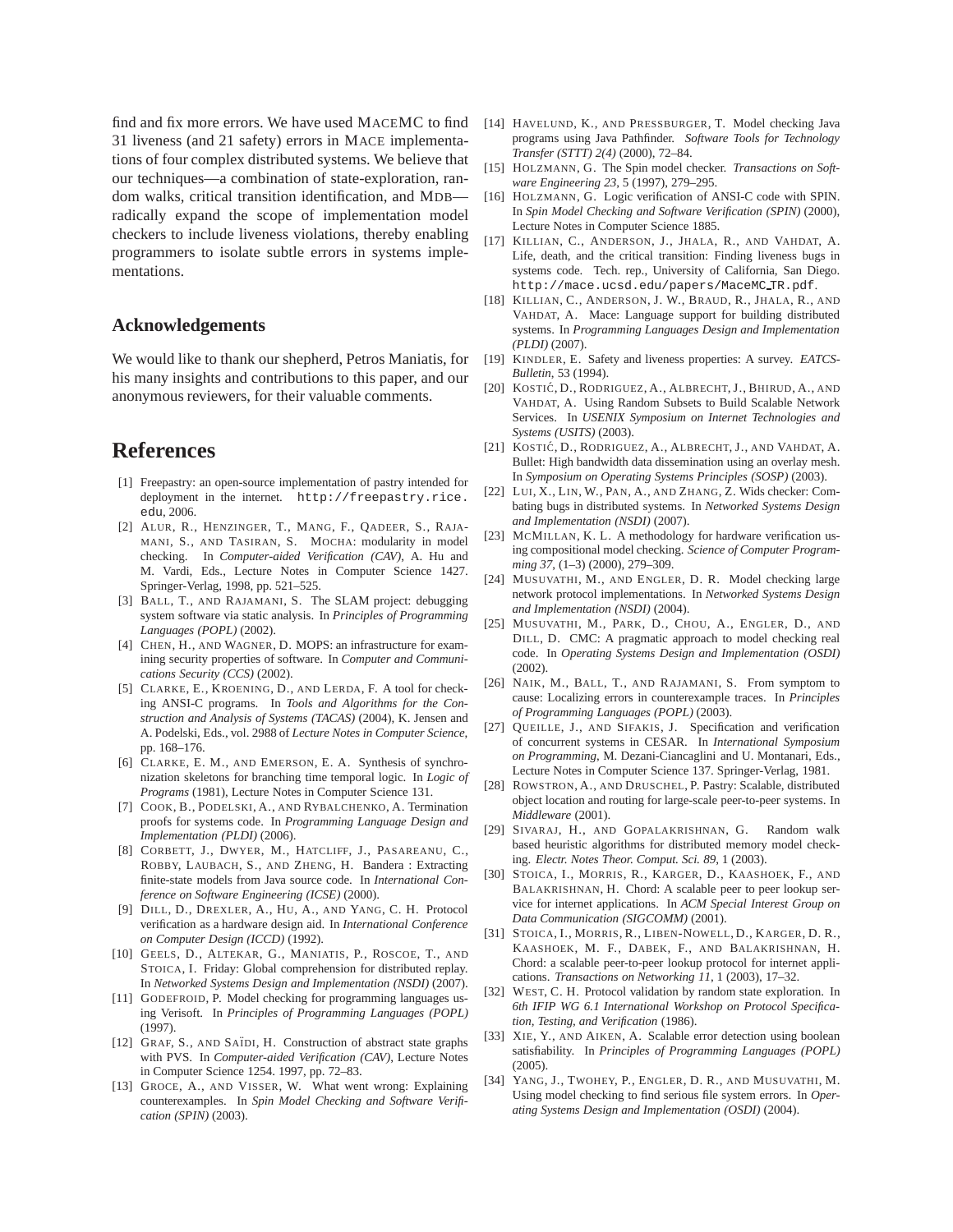find and fix more errors. We have used MACEMC to find 31 liveness (and 21 safety) errors in MACE implementations of four complex distributed systems. We believe that our techniques—a combination of state-exploration, random walks, critical transition identification, and MDB—radically expand the scope of implementation model checkers to include liveness violations, thereby enabling programmers to isolate subtle errors in systems implementations.

## Acknowledgements

We would like to thank our shepherd, Petros Maniatis, for his many insights and contributions to this paper, and our anonymous reviewers, for their valuable comments.

# References

[1] Freepastry: an open-source implementation of pastry intended for deployment in the internet. http://freepastry.rice.edu, 2006.

[2] ALUR, R., HENZINGER, T., MANG, F., QADEER, S., RAJAMANI, S., AND TASIRAN, S. MOCHA: modularity in model checking. In *Computer-aided Verification (CAV)*, A. Hu and M. Vardi, Eds., Lecture Notes in Computer Science 1427. Springer-Verlag, 1998, pp. 521–525.

[3] BALL, T., AND RAJAMANI, S. The SLAM project: debugging system software via static analysis. In *Principles of Programming Languages (POPL)* (2002).

[4] CHEN, H., AND WAGNER, D. MOPS: an infrastructure for examining security properties of software. In *Computer and Communications Security (CCS)* (2002).

[5] CLARKE, E., KROENING, D., AND LERDA, F. A tool for checking ANSI-C programs. In *Tools and Algorithms for the Construction and Analysis of Systems (TACAS)* (2004), K. Jensen and A. Podelski, Eds., vol. 2988 of *Lecture Notes in Computer Science*, pp. 168–176.

[6] CLARKE, E. M., AND EMERSON, E. A. Synthesis of synchronization skeletons for branching time temporal logic. In *Logic of Programs* (1981), Lecture Notes in Computer Science 131.

[7] COOK, B., PODELSKI, A., AND RYBALCHENKO, A. Termination proofs for systems code. In *Programming Language Design and Implementation (PLDI)* (2006).

[8] CORBETT, J., DWYER, M., HATCLIFF, J., PASAREANU, C., ROBBY, LAUBACH, S., AND ZHENG, H. Bandera : Extracting finite-state models from Java source code. In *International Conference on Software Engineering (ICSE)* (2000).

[9] DILL, D., DREXLER, A., HU, A., AND YANG, C. H. Protocol verification as a hardware design aid. In *International Conference on Computer Design (ICCD)* (1992).

[10] GEELS, D., ALTEKAR, G., MANIATIS, P., ROSCOE, T., AND STOICA, I. Friday: Global comprehension for distributed replay. In *Networked Systems Design and Implementation (NSDI)* (2007).

[11] GODEFROID, P. Model checking for programming languages using Verisoft. In *Principles of Programming Languages (POPL)* (1997).

[12] GRAF, S., AND SAÏDI, H. Construction of abstract state graphs with PVS. In *Computer-aided Verification (CAV)*, Lecture Notes in Computer Science 1254. 1997, pp. 72–83.

[13] GROCE, A., AND VISSER, W. What went wrong: Explaining counterexamples. In *Spin Model Checking and Software Verification (SPIN)* (2003).

[14] HAVELUND, K., AND PRESSBURGER, T. Model checking Java programs using Java Pathfinder. *Software Tools for Technology Transfer (STTT) 2(4)* (2000), 72–84.

[15] HOLZMANN, G. The Spin model checker. *Transactions on Software Engineering 23*, 5 (1997), 279–295.

[16] HOLZMANN, G. Logic verification of ANSI-C code with SPIN. In *Spin Model Checking and Software Verification (SPIN)* (2000), Lecture Notes in Computer Science 1885.

[17] KILLIAN, C., ANDERSON, J., JHALA, R., AND VAHDAT, A. Life, death, and the critical transition: Finding liveness bugs in systems code. Tech. rep., University of California, San Diego. http://mace.ucsd.edu/papers/MaceMC_TR.pdf.

[18] KILLIAN, C., ANDERSON, J. W., BRAUD, R., JHALA, R., AND VAHDAT, A. Mace: Language support for building distributed systems. In *Programming Languages Design and Implementation (PLDI)* (2007).

[19] KINDLER, E. Safety and liveness properties: A survey. *EATCS-Bulletin*, 53 (1994).

[20] KOSTIĆ, D., RODRIGUEZ, A., ALBRECHT, J., BHIRUD, A., AND VAHDAT, A. Using Random Subsets to Build Scalable Network Services. In *USENIX Symposium on Internet Technologies and Systems (USITS)* (2003).

[21] KOSTIĆ, D., RODRIGUEZ, A., ALBRECHT, J., AND VAHDAT, A. Bullet: High bandwidth data dissemination using an overlay mesh. In *Symposium on Operating Systems Principles (SOSP)* (2003).

[22] LUI, X., LIN, W., PAN, A., AND ZHANG, Z. Wids checker: Combating bugs in distributed systems. In *Networked Systems Design and Implementation (NSDI)* (2007).

[23] MCMILLAN, K. L. A methodology for hardware verification using compositional model checking. *Science of Computer Programming 37*, (1–3) (2000), 279–309.

[24] MUSUVATHI, M., AND ENGLER, D. R. Model checking large network protocol implementations. In *Networked Systems Design and Implementation (NSDI)* (2004).

[25] MUSUVATHI, M., PARK, D., CHOU, A., ENGLER, D., AND DILL, D. CMC: A pragmatic approach to model checking real code. In *Operating Systems Design and Implementation (OSDI)* (2002).

[26] NAIK, M., BALL, T., AND RAJAMANI, S. From symptom to cause: Localizing errors in counterexample traces. In *Principles of Programming Languages (POPL)* (2003).

[27] QUEILLE, J., AND SIFAKIS, J. Specification and verification of concurrent systems in CESAR. In *International Symposium on Programming*, M. Dezani-Ciancaglini and U. Montanari, Eds., Lecture Notes in Computer Science 137. Springer-Verlag, 1981.

[28] ROWSTRON, A., AND DRUSCHEL, P. Pastry: Scalable, distributed object location and routing for large-scale peer-to-peer systems. In *Middleware* (2001).

[29] SIVARAJ, H., AND GOPALAKRISHNAN, G. Random walk based heuristic algorithms for distributed memory model checking. *Electr. Notes Theor. Comput. Sci. 89*, 1 (2003).

[30] STOICA, I., MORRIS, R., KARGER, D., KAASHOEK, F., AND BALAKRISHNAN, H. Chord: A scalable peer to peer lookup service for internet applications. In *ACM Special Interest Group on Data Communication (SIGCOMM)* (2001).

[31] STOICA, I., MORRIS, R., LIBEN-NOWELL, D., KARGER, D. R., KAASHOEK, M. F., DABEK, F., AND BALAKRISHNAN, H. Chord: a scalable peer-to-peer lookup protocol for internet applications. *Transactions on Networking 11*, 1 (2003), 17–32.

[32] WEST, C. H. Protocol validation by random state exploration. In *6th IFIP WG 6.1 International Workshop on Protocol Specification, Testing, and Verification* (1986).

[33] XIE, Y., AND AIKEN, A. Scalable error detection using boolean satisfiability. In *Principles of Programming Languages (POPL)* (2005).

[34] YANG, J., TWOHEY, P., ENGLER, D. R., AND MUSUVATHI, M. Using model checking to find serious file system errors. In *Operating Systems Design and Implementation (OSDI)* (2004).